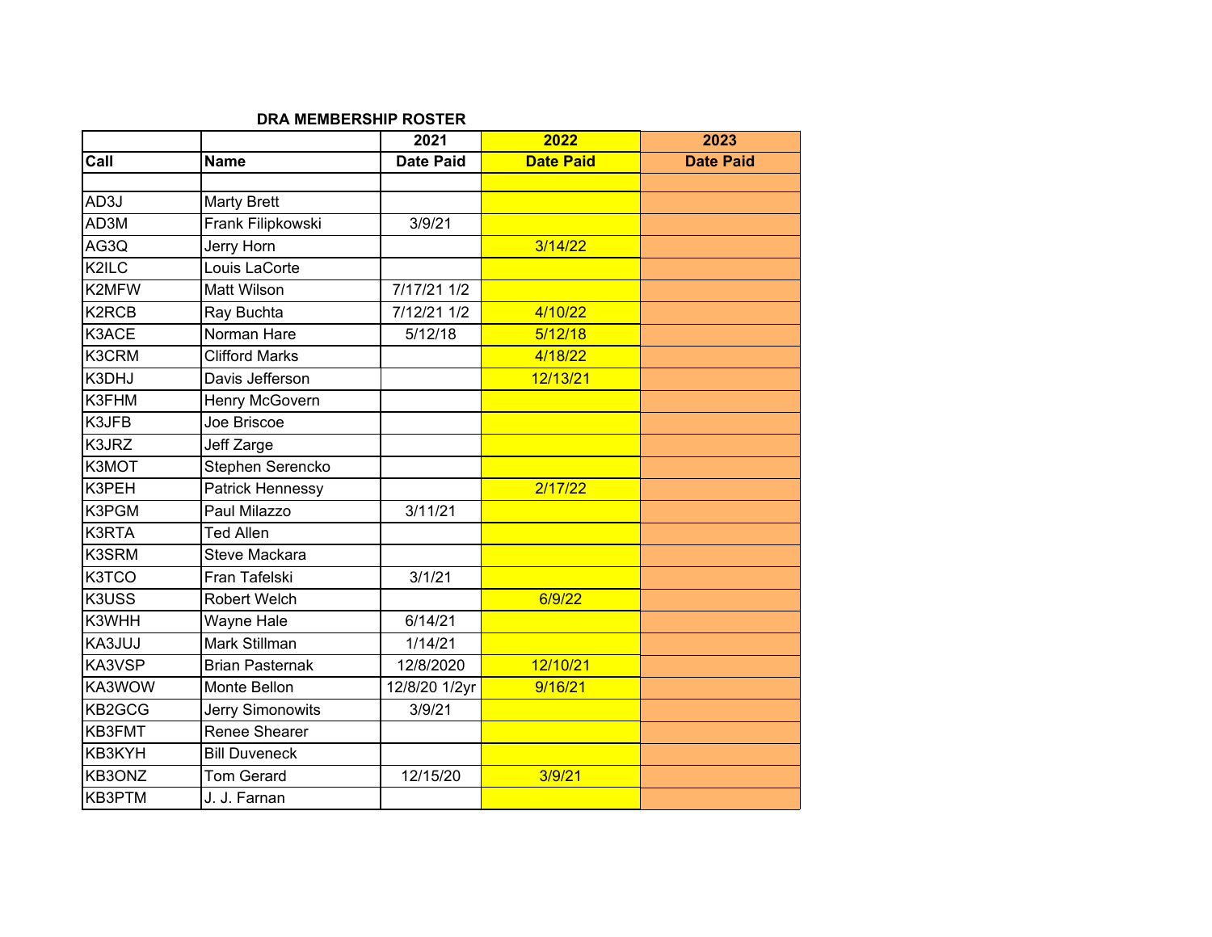# DRA MEMBERSHIP ROSTER

| | | 2021 | 2022 | 2023 |
|---|---|---|---|---|
| **Call** | **Name** | **Date Paid** | **Date Paid** | **Date Paid** |
| | | | | |
| AD3J | Marty Brett | | | |
| AD3M | Frank Filipkowski | 3/9/21 | | |
| AG3Q | Jerry Horn | | 3/14/22 | |
| K2ILC | Louis LaCorte | | | |
| K2MFW | Matt Wilson | 7/17/21 1/2 | | |
| K2RCB | Ray Buchta | 7/12/21 1/2 | 4/10/22 | |
| K3ACE | Norman Hare | 5/12/18 | 5/12/18 | |
| K3CRM | Clifford Marks | | 4/18/22 | |
| K3DHJ | Davis Jefferson | | 12/13/21 | |
| K3FHM | Henry McGovern | | | |
| K3JFB | Joe Briscoe | | | |
| K3JRZ | Jeff Zarge | | | |
| K3MOT | Stephen Serencko | | | |
| K3PEH | Patrick Hennessy | | 2/17/22 | |
| K3PGM | Paul Milazzo | 3/11/21 | | |
| K3RTA | Ted Allen | | | |
| K3SRM | Steve Mackara | | | |
| K3TCO | Fran Tafelski | 3/1/21 | | |
| K3USS | Robert Welch | | 6/9/22 | |
| K3WHH | Wayne Hale | 6/14/21 | | |
| KA3JUJ | Mark Stillman | 1/14/21 | | |
| KA3VSP | Brian Pasternak | 12/8/2020 | 12/10/21 | |
| KA3WOW | Monte Bellon | 12/8/20 1/2yr | 9/16/21 | |
| KB2GCG | Jerry Simonowits | 3/9/21 | | |
| KB3FMT | Renee Shearer | | | |
| KB3KYH | Bill Duveneck | | | |
| KB3ONZ | Tom Gerard | 12/15/20 | 3/9/21 | |
| KB3PTM | J. J. Farnan | | | |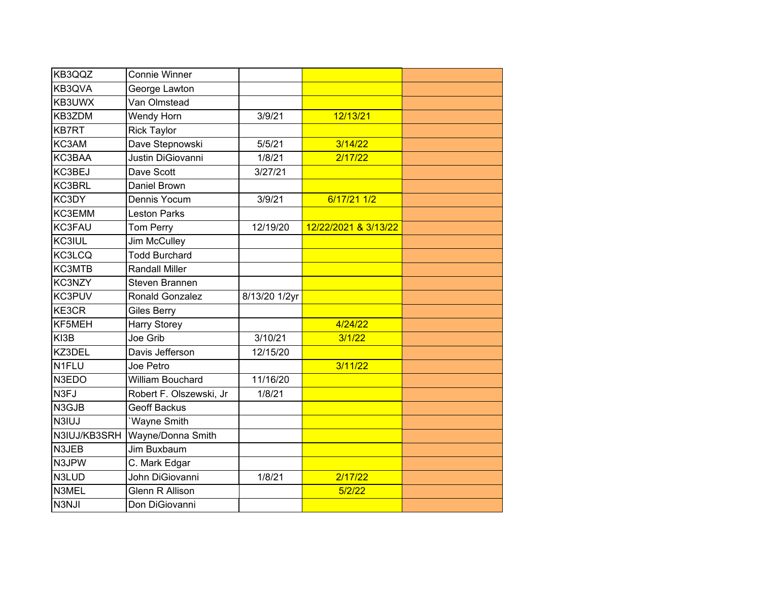| | | | | |
|---|---|---|---|---|
| KB3QQZ | Connie Winner | | | |
| KB3QVA | George Lawton | | | |
| KB3UWX | Van Olmstead | | | |
| KB3ZDM | Wendy Horn | 3/9/21 | 12/13/21 | |
| KB7RT | Rick Taylor | | | |
| KC3AM | Dave Stepnowski | 5/5/21 | 3/14/22 | |
| KC3BAA | Justin DiGiovanni | 1/8/21 | 2/17/22 | |
| KC3BEJ | Dave Scott | 3/27/21 | | |
| KC3BRL | Daniel Brown | | | |
| KC3DY | Dennis Yocum | 3/9/21 | 6/17/21 1/2 | |
| KC3EMM | Leston Parks | | | |
| KC3FAU | Tom Perry | 12/19/20 | 12/22/2021 & 3/13/22 | |
| KC3IUL | Jim McCulley | | | |
| KC3LCQ | Todd Burchard | | | |
| KC3MTB | Randall Miller | | | |
| KC3NZY | Steven Brannen | | | |
| KC3PUV | Ronald Gonzalez | 8/13/20 1/2yr | | |
| KE3CR | Giles Berry | | | |
| KF5MEH | Harry Storey | | 4/24/22 | |
| KI3B | Joe Grib | 3/10/21 | 3/1/22 | |
| KZ3DEL | Davis Jefferson | 12/15/20 | | |
| N1FLU | Joe Petro | | 3/11/22 | |
| N3EDO | William Bouchard | 11/16/20 | | |
| N3FJ | Robert F. Olszewski, Jr | 1/8/21 | | |
| N3GJB | Geoff Backus | | | |
| N3IUJ | `Wayne Smith | | | |
| N3IUJ/KB3SRH | Wayne/Donna Smith | | | |
| N3JEB | Jim Buxbaum | | | |
| N3JPW | C. Mark Edgar | | | |
| N3LUD | John DiGiovanni | 1/8/21 | 2/17/22 | |
| N3MEL | Glenn R Allison | | 5/2/22 | |
| N3NJI | Don DiGiovanni | | | |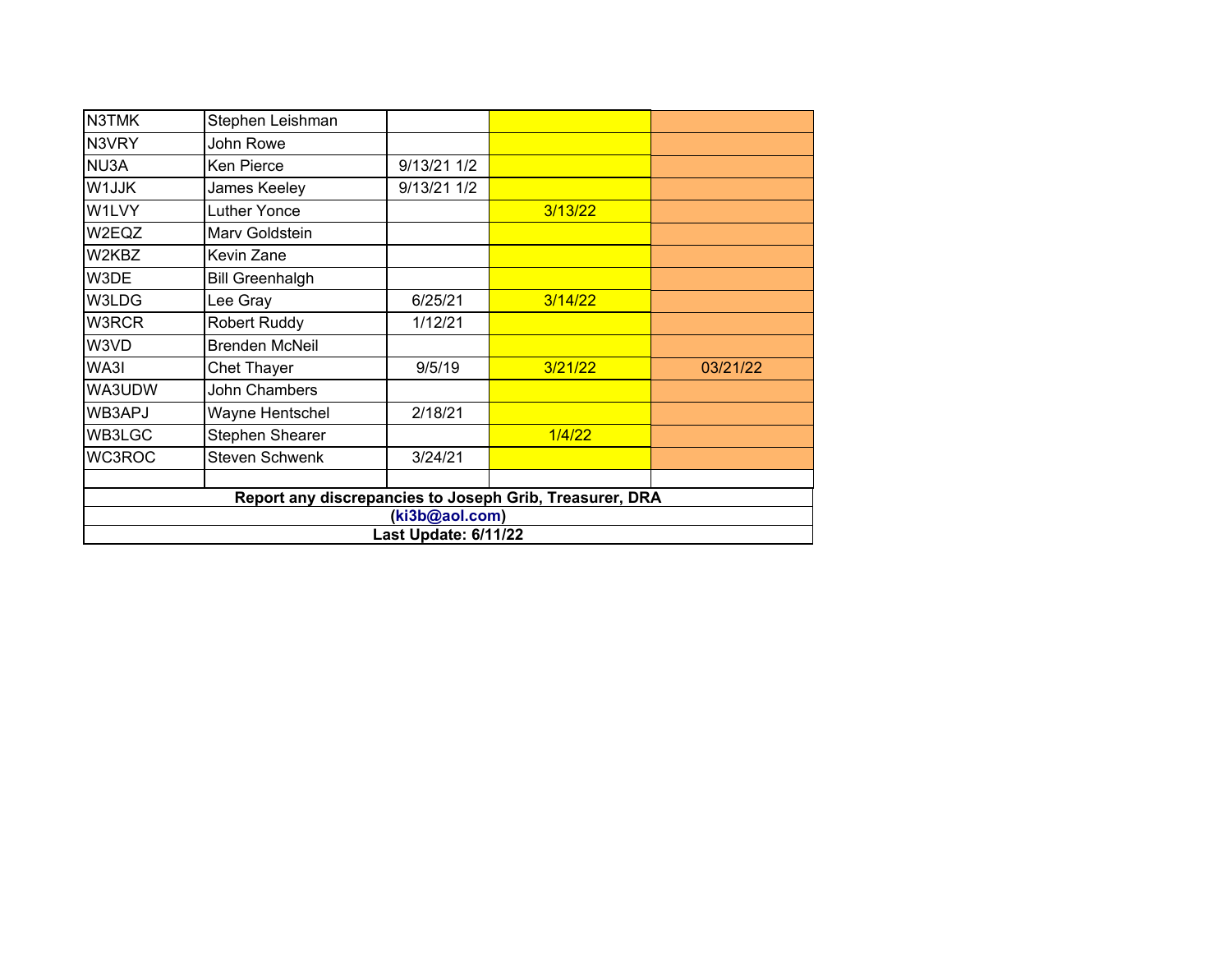| | | | | |
|---|---|---|---|---|
| N3TMK | Stephen Leishman | | | |
| N3VRY | John Rowe | | | |
| NU3A | Ken Pierce | 9/13/21 1/2 | | |
| W1JJK | James Keeley | 9/13/21 1/2 | | |
| W1LVY | Luther Yonce | | 3/13/22 | |
| W2EQZ | Marv Goldstein | | | |
| W2KBZ | Kevin Zane | | | |
| W3DE | Bill Greenhalgh | | | |
| W3LDG | Lee Gray | 6/25/21 | 3/14/22 | |
| W3RCR | Robert Ruddy | 1/12/21 | | |
| W3VD | Brenden McNeil | | | |
| WA3I | Chet Thayer | 9/5/19 | 3/21/22 | 03/21/22 |
| WA3UDW | John Chambers | | | |
| WB3APJ | Wayne Hentschel | 2/18/21 | | |
| WB3LGC | Stephen Shearer | | 1/4/22 | |
| WC3ROC | Steven Schwenk | 3/24/21 | | |
| | | | | |

**Report any discrepancies to Joseph Grib, Treasurer, DRA**

**(ki3b@aol.com)**

**Last Update: 6/11/22**